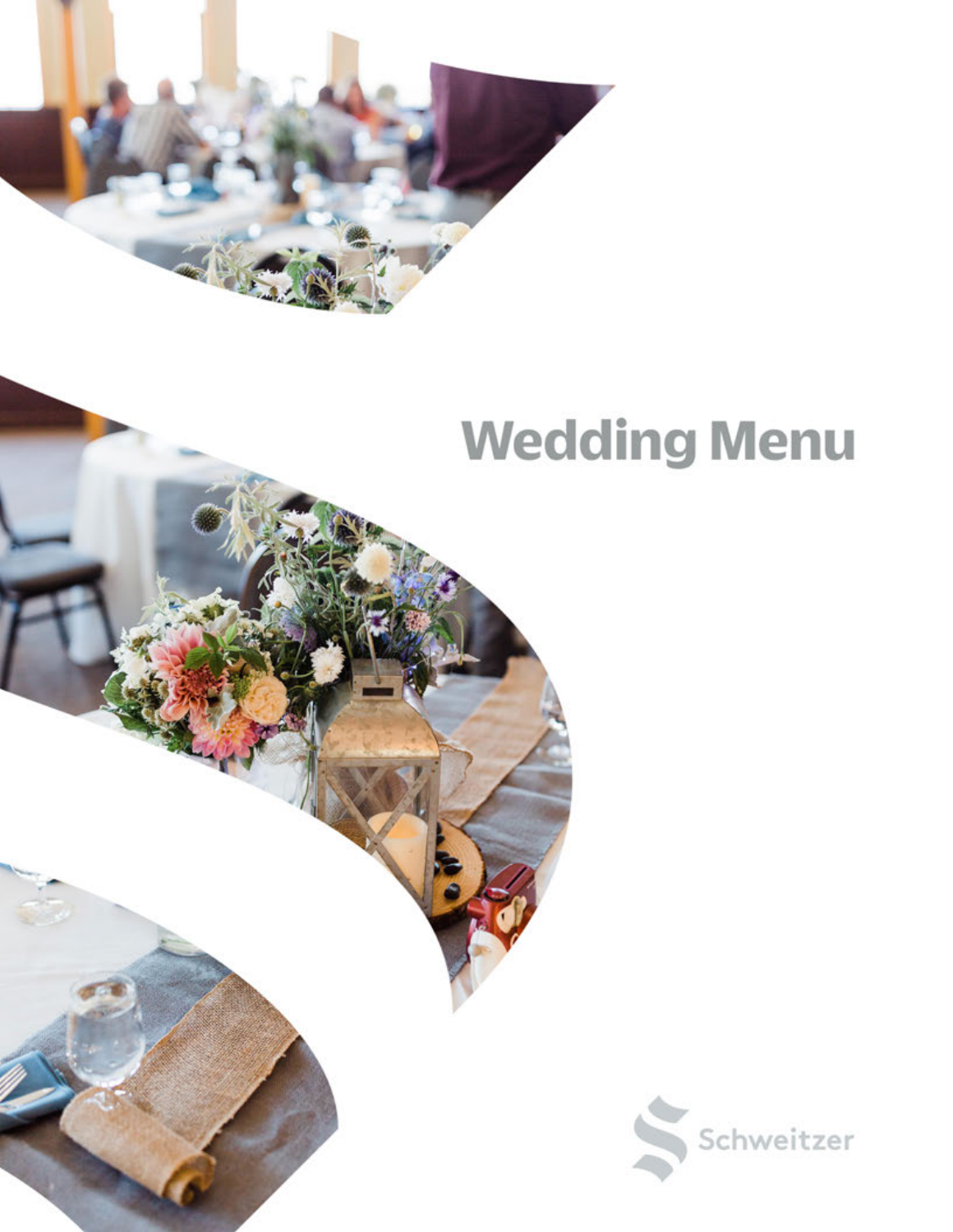# Wedding Menu

Schweitzer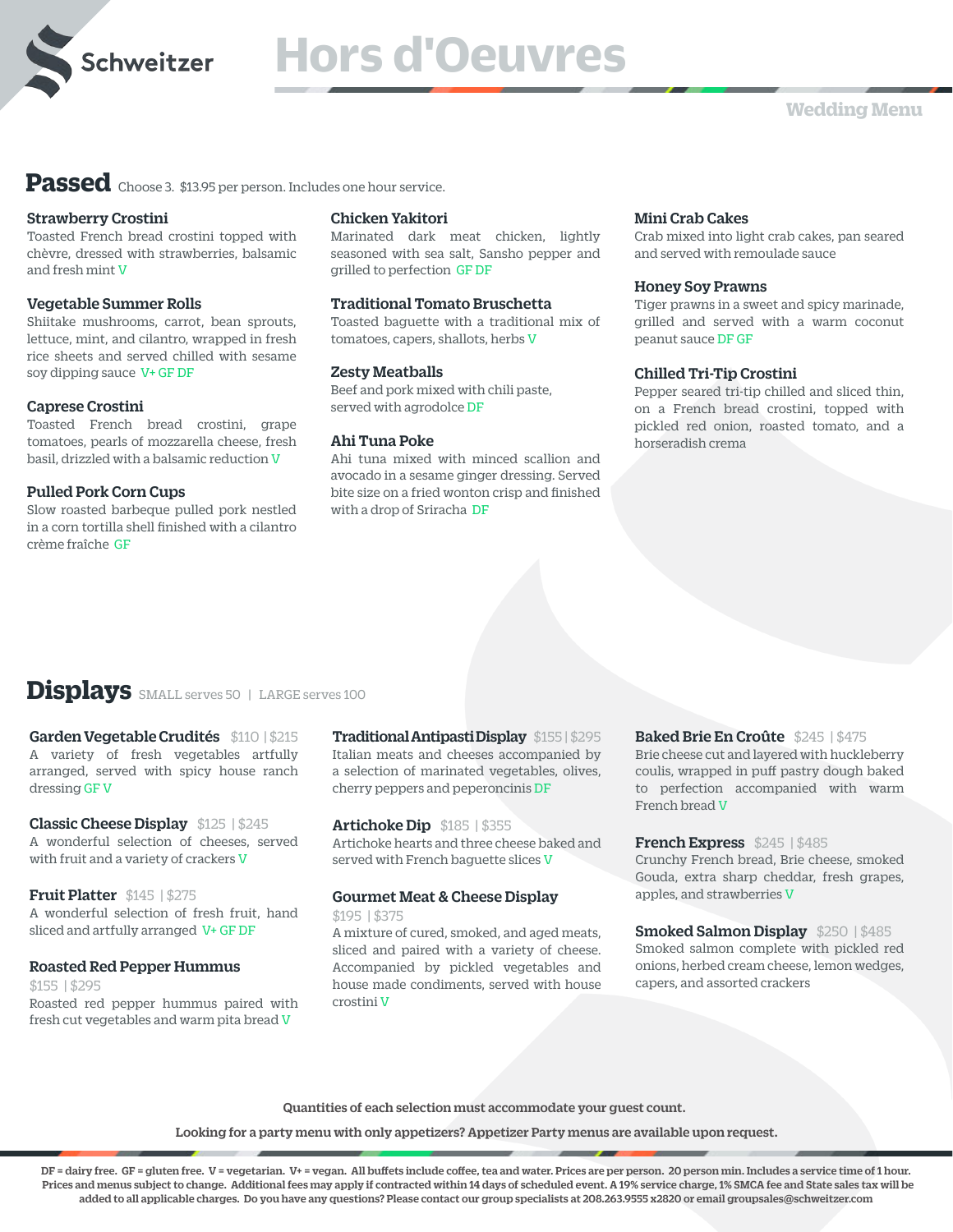# Hors d'Oeuvres

Wedding Menu

## Passed

Choose 3. $13.95 per person. Includes one hour service.

**Strawberry Crostini**
Toasted French bread crostini topped with chèvre, dressed with strawberries, balsamic and fresh mint V

**Vegetable Summer Rolls**
Shiitake mushrooms, carrot, bean sprouts, lettuce, mint, and cilantro, wrapped in fresh rice sheets and served chilled with sesame soy dipping sauce V+ GF DF

**Caprese Crostini**
Toasted French bread crostini, grape tomatoes, pearls of mozzarella cheese, fresh basil, drizzled with a balsamic reduction V

**Pulled Pork Corn Cups**
Slow roasted barbeque pulled pork nestled in a corn tortilla shell finished with a cilantro crème fraîche GF

**Chicken Yakitori**
Marinated dark meat chicken, lightly seasoned with sea salt, Sansho pepper and grilled to perfection GF DF

**Traditional Tomato Bruschetta**
Toasted baguette with a traditional mix of tomatoes, capers, shallots, herbs V

**Zesty Meatballs**
Beef and pork mixed with chili paste, served with agrodolce DF

**Ahi Tuna Poke**
Ahi tuna mixed with minced scallion and avocado in a sesame ginger dressing. Served bite size on a fried wonton crisp and finished with a drop of Sriracha DF

**Mini Crab Cakes**
Crab mixed into light crab cakes, pan seared and served with remoulade sauce

**Honey Soy Prawns**
Tiger prawns in a sweet and spicy marinade, grilled and served with a warm coconut peanut sauce DF GF

**Chilled Tri-Tip Crostini**
Pepper seared tri-tip chilled and sliced thin, on a French bread crostini, topped with pickled red onion, roasted tomato, and a horseradish crema

## Displays

SMALL serves 50 | LARGE serves 100

**Garden Vegetable Crudités** $110 | $215
A variety of fresh vegetables artfully arranged, served with spicy house ranch dressing GF V

**Classic Cheese Display** $125 | $245
A wonderful selection of cheeses, served with fruit and a variety of crackers V

**Fruit Platter** $145 | $275
A wonderful selection of fresh fruit, hand sliced and artfully arranged V+ GF DF

**Roasted Red Pepper Hummus** $155 | $295
Roasted red pepper hummus paired with fresh cut vegetables and warm pita bread V

**Traditional Antipasti Display** $155 | $295
Italian meats and cheeses accompanied by a selection of marinated vegetables, olives, cherry peppers and peperoncinis DF

**Artichoke Dip** $185 | $355
Artichoke hearts and three cheese baked and served with French baguette slices V

**Gourmet Meat & Cheese Display** $195 | $375
A mixture of cured, smoked, and aged meats, sliced and paired with a variety of cheese. Accompanied by pickled vegetables and house made condiments, served with house crostini V

**Baked Brie En Croûte** $245 | $475
Brie cheese cut and layered with huckleberry coulis, wrapped in puff pastry dough baked to perfection accompanied with warm French bread V

**French Express** $245 | $485
Crunchy French bread, Brie cheese, smoked Gouda, extra sharp cheddar, fresh grapes, apples, and strawberries V

**Smoked Salmon Display** $250 | $485
Smoked salmon complete with pickled red onions, herbed cream cheese, lemon wedges, capers, and assorted crackers

**Quantities of each selection must accommodate your guest count.**

**Looking for a party menu with only appetizers? Appetizer Party menus are available upon request.**

**DF = dairy free. GF = gluten free. V = vegetarian. V+ = vegan. All buffets include coffee, tea and water. Prices are per person. 20 person min. Includes a service time of 1 hour. Prices and menus subject to change. Additional fees may apply if contracted within 14 days of scheduled event. A 19% service charge, 1% SMCA fee and State sales tax will be added to all applicable charges. Do you have any questions? Please contact our group specialists at 208.263.9555 x2820 or email groupsales@schweitzer.com**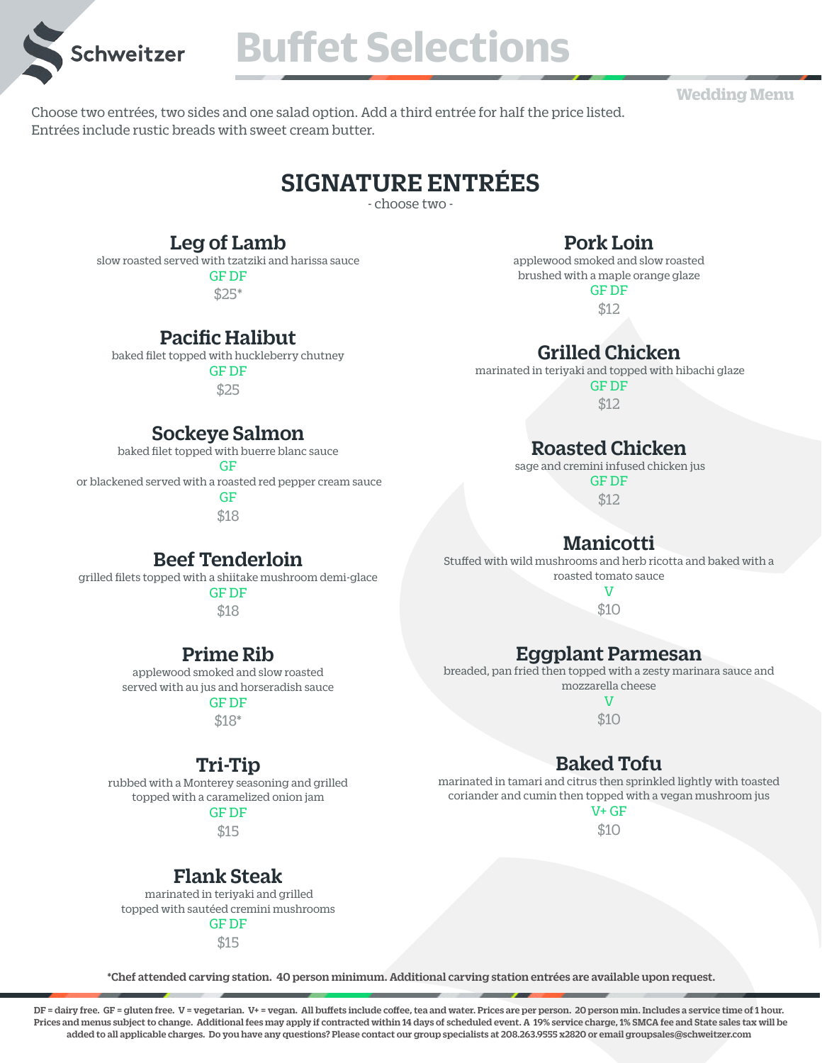# Buffet Selections

Wedding Menu

Choose two entrées, two sides and one salad option. Add a third entrée for half the price listed.
Entrées include rustic breads with sweet cream butter.

## SIGNATURE ENTRÉES

- choose two -

### Leg of Lamb
slow roasted served with tzatziki and harissa sauce
GF DF
$25*

### Pacific Halibut
baked filet topped with huckleberry chutney
GF DF
$25

### Sockeye Salmon
baked filet topped with buerre blanc sauce
GF
or blackened served with a roasted red pepper cream sauce
GF
$18

### Beef Tenderloin
grilled filets topped with a shiitake mushroom demi-glace
GF DF
$18

### Prime Rib
applewood smoked and slow roasted
served with au jus and horseradish sauce
GF DF
$18*

### Tri-Tip
rubbed with a Monterey seasoning and grilled
topped with a caramelized onion jam
GF DF
$15

### Flank Steak
marinated in teriyaki and grilled
topped with sautéed cremini mushrooms
GF DF
$15

### Pork Loin
applewood smoked and slow roasted
brushed with a maple orange glaze
GF DF
$12

### Grilled Chicken
marinated in teriyaki and topped with hibachi glaze
GF DF
$12

### Roasted Chicken
sage and cremini infused chicken jus
GF DF
$12

### Manicotti
Stuffed with wild mushrooms and herb ricotta and baked with a roasted tomato sauce
V
$10

### Eggplant Parmesan
breaded, pan fried then topped with a zesty marinara sauce and mozzarella cheese
V
$10

### Baked Tofu
marinated in tamari and citrus then sprinkled lightly with toasted coriander and cumin then topped with a vegan mushroom jus
V+ GF
$10

**\*Chef attended carving station. 40 person minimum. Additional carving station entrées are available upon request.**

**DF = dairy free. GF = gluten free. V = vegetarian. V+ = vegan. All buffets include coffee, tea and water. Prices are per person. 20 person min. Includes a service time of 1 hour. Prices and menus subject to change. Additional fees may apply if contracted within 14 days of scheduled event. A 19% service charge, 1% SMCA fee and State sales tax will be added to all applicable charges. Do you have any questions? Please contact our group specialists at 208.263.9555 x2820 or email groupsales@schweitzer.com**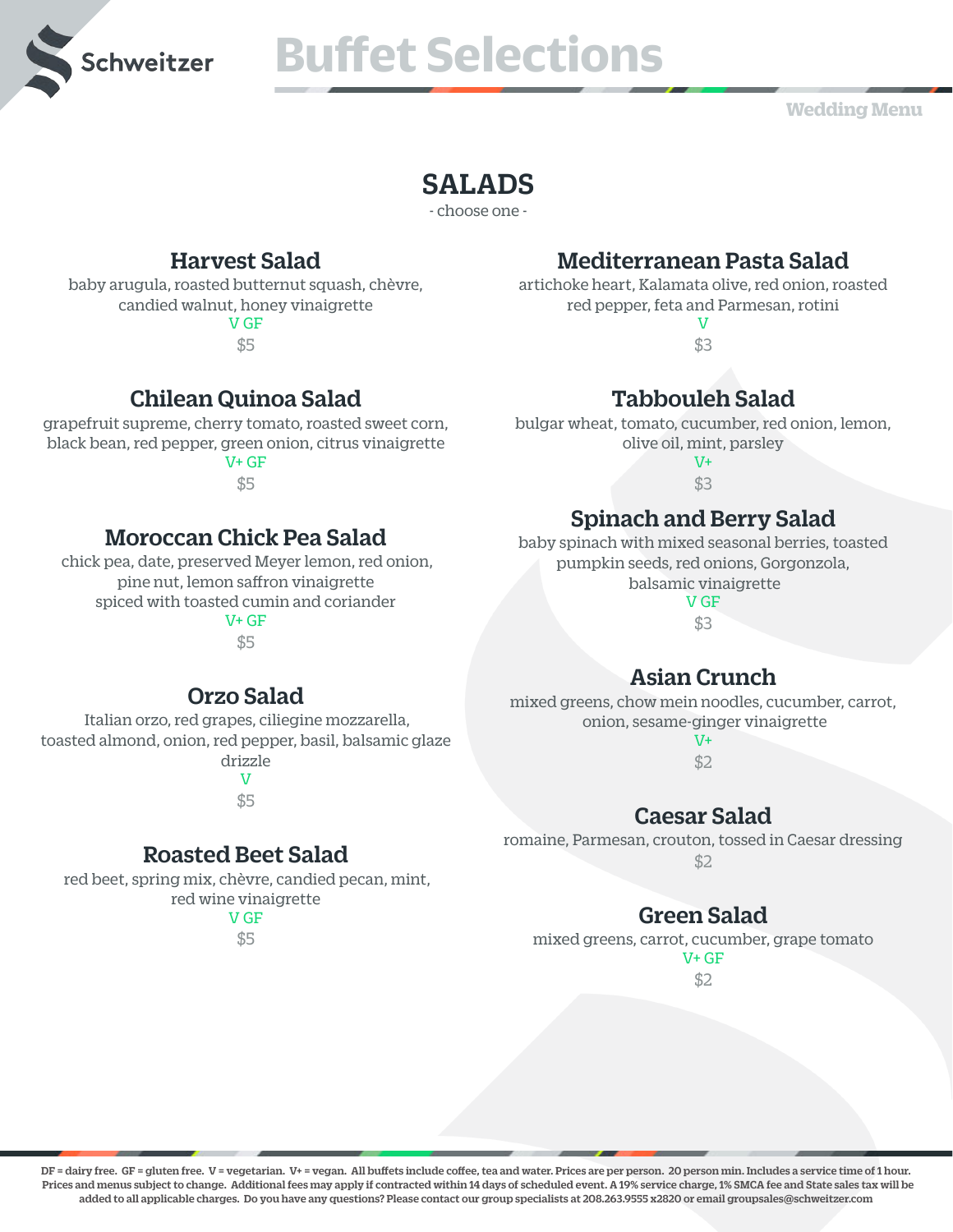# Buffet Selections

Wedding Menu

## SALADS

- choose one -

### Harvest Salad

baby arugula, roasted butternut squash, chèvre, candied walnut, honey vinaigrette

V GF

$5

### Chilean Quinoa Salad

grapefruit supreme, cherry tomato, roasted sweet corn, black bean, red pepper, green onion, citrus vinaigrette

V+ GF

$5

### Moroccan Chick Pea Salad

chick pea, date, preserved Meyer lemon, red onion, pine nut, lemon saffron vinaigrette spiced with toasted cumin and coriander

V+ GF

$5

### Orzo Salad

Italian orzo, red grapes, ciliegine mozzarella, toasted almond, onion, red pepper, basil, balsamic glaze drizzle

V

$5

### Roasted Beet Salad

red beet, spring mix, chèvre, candied pecan, mint, red wine vinaigrette

V GF

$5

### Mediterranean Pasta Salad

artichoke heart, Kalamata olive, red onion, roasted red pepper, feta and Parmesan, rotini

V

$3

### Tabbouleh Salad

bulgar wheat, tomato, cucumber, red onion, lemon, olive oil, mint, parsley

V+

$3

### Spinach and Berry Salad

baby spinach with mixed seasonal berries, toasted pumpkin seeds, red onions, Gorgonzola, balsamic vinaigrette

V GF

$3

### Asian Crunch

mixed greens, chow mein noodles, cucumber, carrot, onion, sesame-ginger vinaigrette

V+

$2

### Caesar Salad

romaine, Parmesan, crouton, tossed in Caesar dressing

$2

### Green Salad

mixed greens, carrot, cucumber, grape tomato

V+ GF

$2

**DF = dairy free. GF = gluten free. V = vegetarian. V+ = vegan. All buffets include coffee, tea and water. Prices are per person. 20 person min. Includes a service time of 1 hour. Prices and menus subject to change. Additional fees may apply if contracted within 14 days of scheduled event. A 19% service charge, 1% SMCA fee and State sales tax will be added to all applicable charges. Do you have any questions? Please contact our group specialists at 208.263.9555 x2820 or email groupsales@schweitzer.com**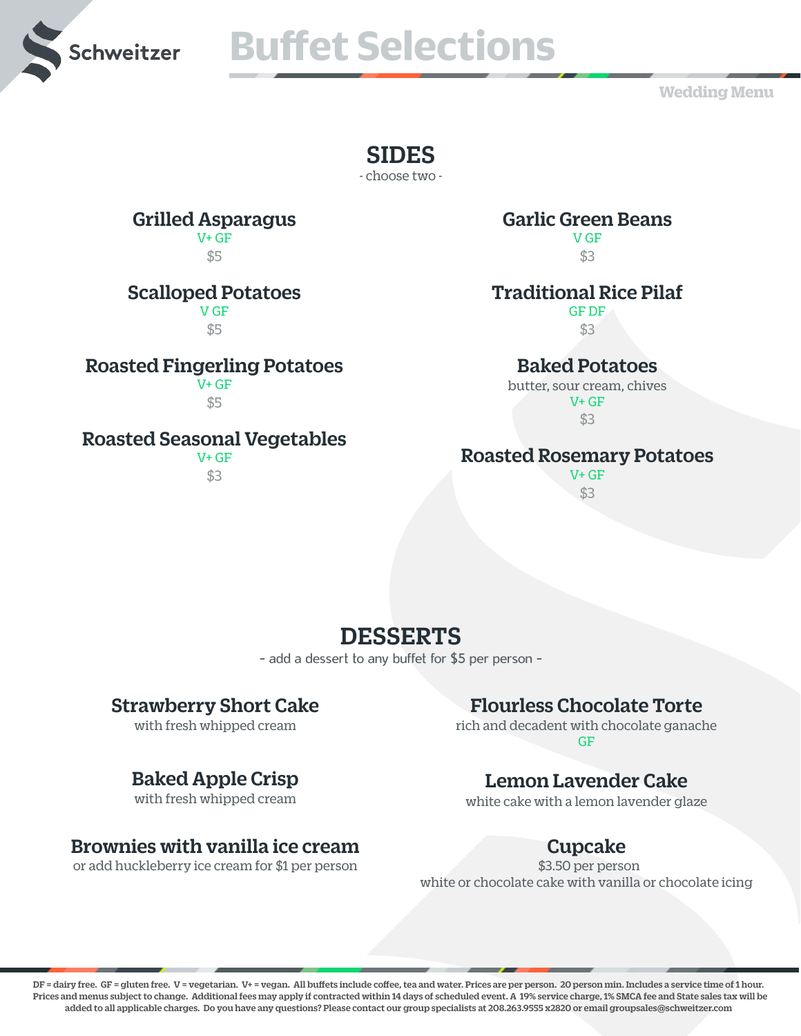# Buffet Selections

Wedding Menu

## SIDES

- choose two -

### Grilled Asparagus
V+ GF
$5

### Garlic Green Beans
V GF
$3

### Scalloped Potatoes
V GF
$5

### Traditional Rice Pilaf
GF DF
$3

### Roasted Fingerling Potatoes
V+ GF
$5

### Baked Potatoes
butter, sour cream, chives
V+ GF
$3

### Roasted Seasonal Vegetables
V+ GF
$3

### Roasted Rosemary Potatoes
V+ GF
$3

## DESSERTS

- add a dessert to any buffet for $5 per person -

### Strawberry Short Cake
with fresh whipped cream

### Flourless Chocolate Torte
rich and decadent with chocolate ganache
GF

### Baked Apple Crisp
with fresh whipped cream

### Lemon Lavender Cake
white cake with a lemon lavender glaze

### Brownies with vanilla ice cream
or add huckleberry ice cream for $1 per person

### Cupcake
$3.50 per person
white or chocolate cake with vanilla or chocolate icing

DF = dairy free. GF = gluten free. V = vegetarian. V+ = vegan. All buffets include coffee, tea and water. Prices are per person. 20 person min. Includes a service time of 1 hour. Prices and menus subject to change. Additional fees may apply if contracted within 14 days of scheduled event. A 19% service charge, 1% SMCA fee and State sales tax will be added to all applicable charges. Do you have any questions? Please contact our group specialists at 208.263.9555 x2820 or email groupsales@schweitzer.com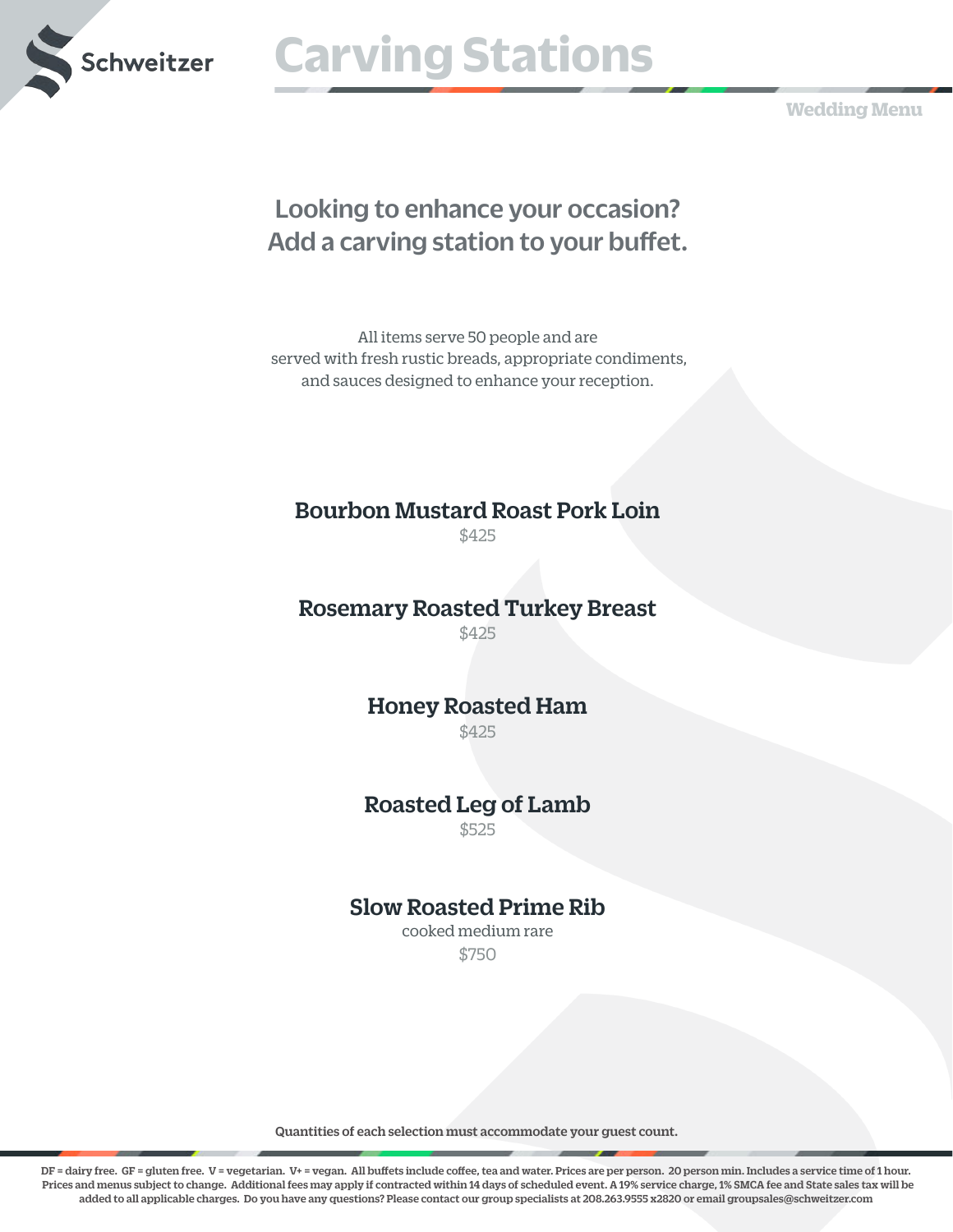# Carving Stations

Wedding Menu

## Looking to enhance your occasion? Add a carving station to your buffet.

All items serve 50 people and are served with fresh rustic breads, appropriate condiments, and sauces designed to enhance your reception.

### Bourbon Mustard Roast Pork Loin
$425

### Rosemary Roasted Turkey Breast
$425

### Honey Roasted Ham
$425

### Roasted Leg of Lamb
$525

### Slow Roasted Prime Rib
cooked medium rare

$750

**Quantities of each selection must accommodate your guest count.**

**DF = dairy free. GF = gluten free. V = vegetarian. V+ = vegan. All buffets include coffee, tea and water. Prices are per person. 20 person min. Includes a service time of 1 hour. Prices and menus subject to change. Additional fees may apply if contracted within 14 days of scheduled event. A 19% service charge, 1% SMCA fee and State sales tax will be added to all applicable charges. Do you have any questions? Please contact our group specialists at 208.263.9555 x2820 or email groupsales@schweitzer.com**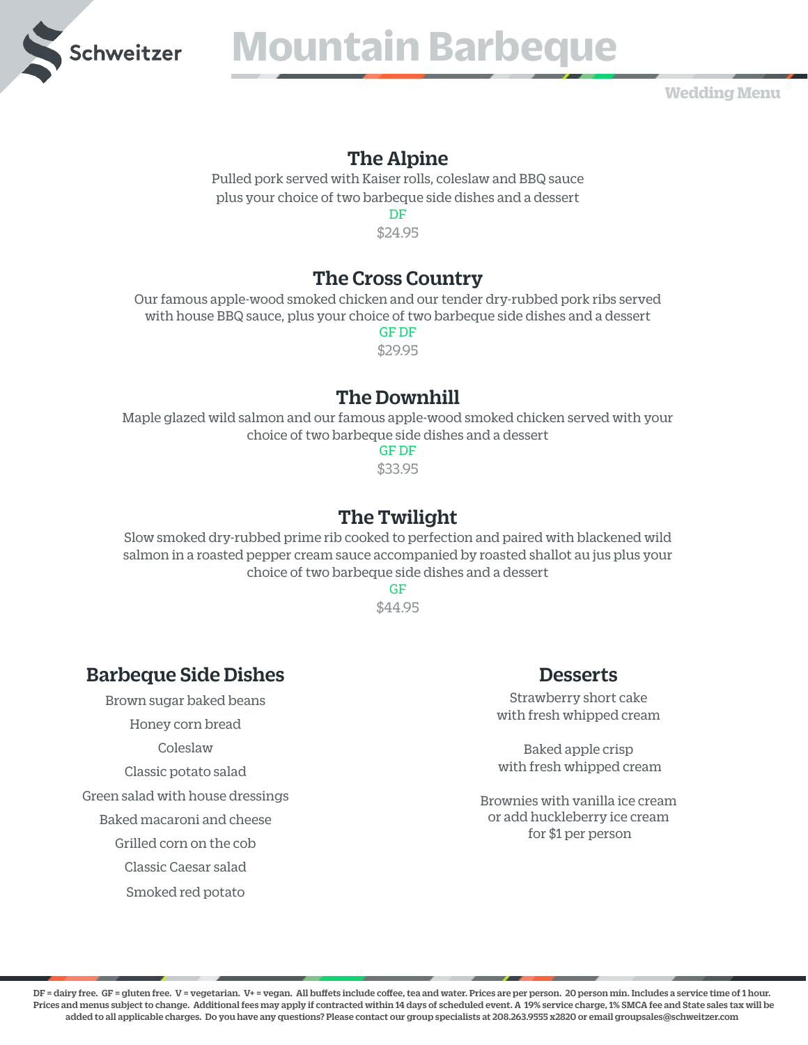# Mountain Barbeque

Wedding Menu

## The Alpine

Pulled pork served with Kaiser rolls, coleslaw and BBQ sauce plus your choice of two barbeque side dishes and a dessert

DF

$24.95

## The Cross Country

Our famous apple-wood smoked chicken and our tender dry-rubbed pork ribs served with house BBQ sauce, plus your choice of two barbeque side dishes and a dessert

GF DF

$29.95

## The Downhill

Maple glazed wild salmon and our famous apple-wood smoked chicken served with your choice of two barbeque side dishes and a dessert

GF DF

$33.95

## The Twilight

Slow smoked dry-rubbed prime rib cooked to perfection and paired with blackened wild salmon in a roasted pepper cream sauce accompanied by roasted shallot au jus plus your choice of two barbeque side dishes and a dessert

GF

$44.95

## Barbeque Side Dishes

Brown sugar baked beans

Honey corn bread

Coleslaw

Classic potato salad

Green salad with house dressings

Baked macaroni and cheese

Grilled corn on the cob

Classic Caesar salad

Smoked red potato

## Desserts

Strawberry short cake with fresh whipped cream

Baked apple crisp with fresh whipped cream

Brownies with vanilla ice cream or add huckleberry ice cream for $1 per person

**DF = dairy free. GF = gluten free. V = vegetarian. V+ = vegan. All buffets include coffee, tea and water. Prices are per person. 20 person min. Includes a service time of 1 hour. Prices and menus subject to change. Additional fees may apply if contracted within 14 days of scheduled event. A 19% service charge, 1% SMCA fee and State sales tax will be added to all applicable charges. Do you have any questions? Please contact our group specialists at 208.263.9555 x2820 or email groupsales@schweitzer.com**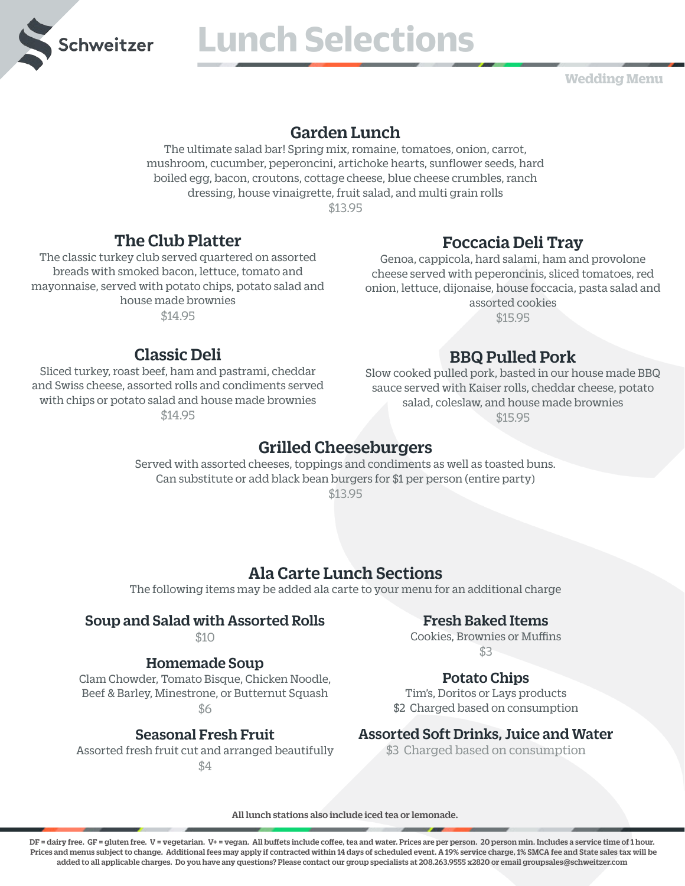Schweitzer

# Lunch Selections

Wedding Menu

## Garden Lunch

The ultimate salad bar! Spring mix, romaine, tomatoes, onion, carrot, mushroom, cucumber, peperoncini, artichoke hearts, sunflower seeds, hard boiled egg, bacon, croutons, cottage cheese, blue cheese crumbles, ranch dressing, house vinaigrette, fruit salad, and multi grain rolls

$13.95

## The Club Platter

The classic turkey club served quartered on assorted breads with smoked bacon, lettuce, tomato and mayonnaise, served with potato chips, potato salad and house made brownies

$14.95

## Foccacia Deli Tray

Genoa, cappicola, hard salami, ham and provolone cheese served with peperoncinis, sliced tomatoes, red onion, lettuce, dijonaise, house foccacia, pasta salad and assorted cookies

$15.95

## Classic Deli

Sliced turkey, roast beef, ham and pastrami, cheddar and Swiss cheese, assorted rolls and condiments served with chips or potato salad and house made brownies

$14.95

## BBQ Pulled Pork

Slow cooked pulled pork, basted in our house made BBQ sauce served with Kaiser rolls, cheddar cheese, potato salad, coleslaw, and house made brownies

$15.95

## Grilled Cheeseburgers

Served with assorted cheeses, toppings and condiments as well as toasted buns. Can substitute or add black bean burgers for $1 per person (entire party)

$13.95

## Ala Carte Lunch Sections

The following items may be added ala carte to your menu for an additional charge

### Soup and Salad with Assorted Rolls

$10

### Homemade Soup

Clam Chowder, Tomato Bisque, Chicken Noodle, Beef & Barley, Minestrone, or Butternut Squash

$6

### Seasonal Fresh Fruit

Assorted fresh fruit cut and arranged beautifully

$4

### Fresh Baked Items

Cookies, Brownies or Muffins

$3

### Potato Chips

Tim's, Doritos or Lays products

$2 Charged based on consumption

### Assorted Soft Drinks, Juice and Water

$3 Charged based on consumption

**All lunch stations also include iced tea or lemonade.**

**DF = dairy free. GF = gluten free. V = vegetarian. V+ = vegan. All buffets include coffee, tea and water. Prices are per person. 20 person min. Includes a service time of 1 hour. Prices and menus subject to change. Additional fees may apply if contracted within 14 days of scheduled event. A 19% service charge, 1% SMCA fee and State sales tax will be added to all applicable charges. Do you have any questions? Please contact our group specialists at 208.263.9555 x2820 or email groupsales@schweitzer.com**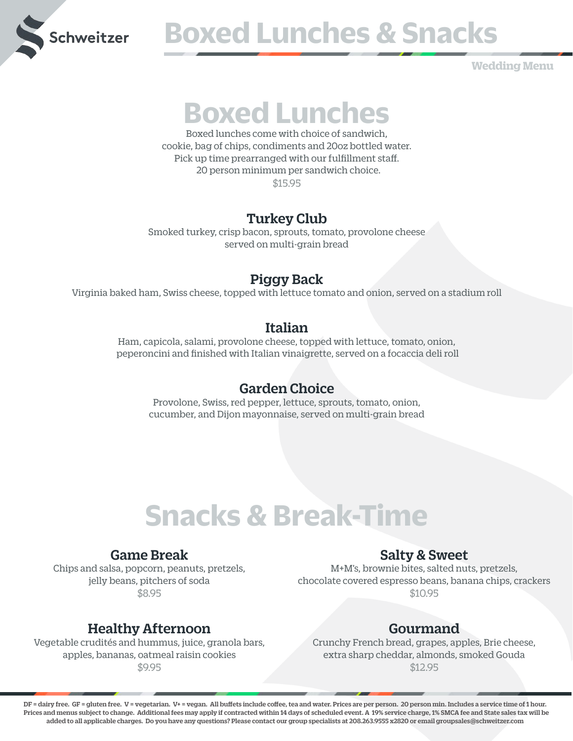# Boxed Lunches & Snacks

Wedding Menu

## Boxed Lunches

Boxed lunches come with choice of sandwich,
cookie, bag of chips, condiments and 20oz bottled water.
Pick up time prearranged with our fulfillment staff.
20 person minimum per sandwich choice.
$15.95

### Turkey Club

Smoked turkey, crisp bacon, sprouts, tomato, provolone cheese
served on multi-grain bread

### Piggy Back

Virginia baked ham, Swiss cheese, topped with lettuce tomato and onion, served on a stadium roll

### Italian

Ham, capicola, salami, provolone cheese, topped with lettuce, tomato, onion,
peperoncini and finished with Italian vinaigrette, served on a focaccia deli roll

### Garden Choice

Provolone, Swiss, red pepper, lettuce, sprouts, tomato, onion,
cucumber, and Dijon mayonnaise, served on multi-grain bread

## Snacks & Break-Time

### Game Break

Chips and salsa, popcorn, peanuts, pretzels,
jelly beans, pitchers of soda
$8.95

### Salty & Sweet

M+M's, brownie bites, salted nuts, pretzels,
chocolate covered espresso beans, banana chips, crackers
$10.95

### Healthy Afternoon

Vegetable crudités and hummus, juice, granola bars,
apples, bananas, oatmeal raisin cookies
$9.95

### Gourmand

Crunchy French bread, grapes, apples, Brie cheese,
extra sharp cheddar, almonds, smoked Gouda
$12.95

**DF = dairy free. GF = gluten free. V = vegetarian. V+ = vegan. All buffets include coffee, tea and water. Prices are per person. 20 person min. Includes a service time of 1 hour. Prices and menus subject to change. Additional fees may apply if contracted within 14 days of scheduled event. A 19% service charge, 1% SMCA fee and State sales tax will be added to all applicable charges. Do you have any questions? Please contact our group specialists at 208.263.9555 x2820 or email groupsales@schweitzer.com**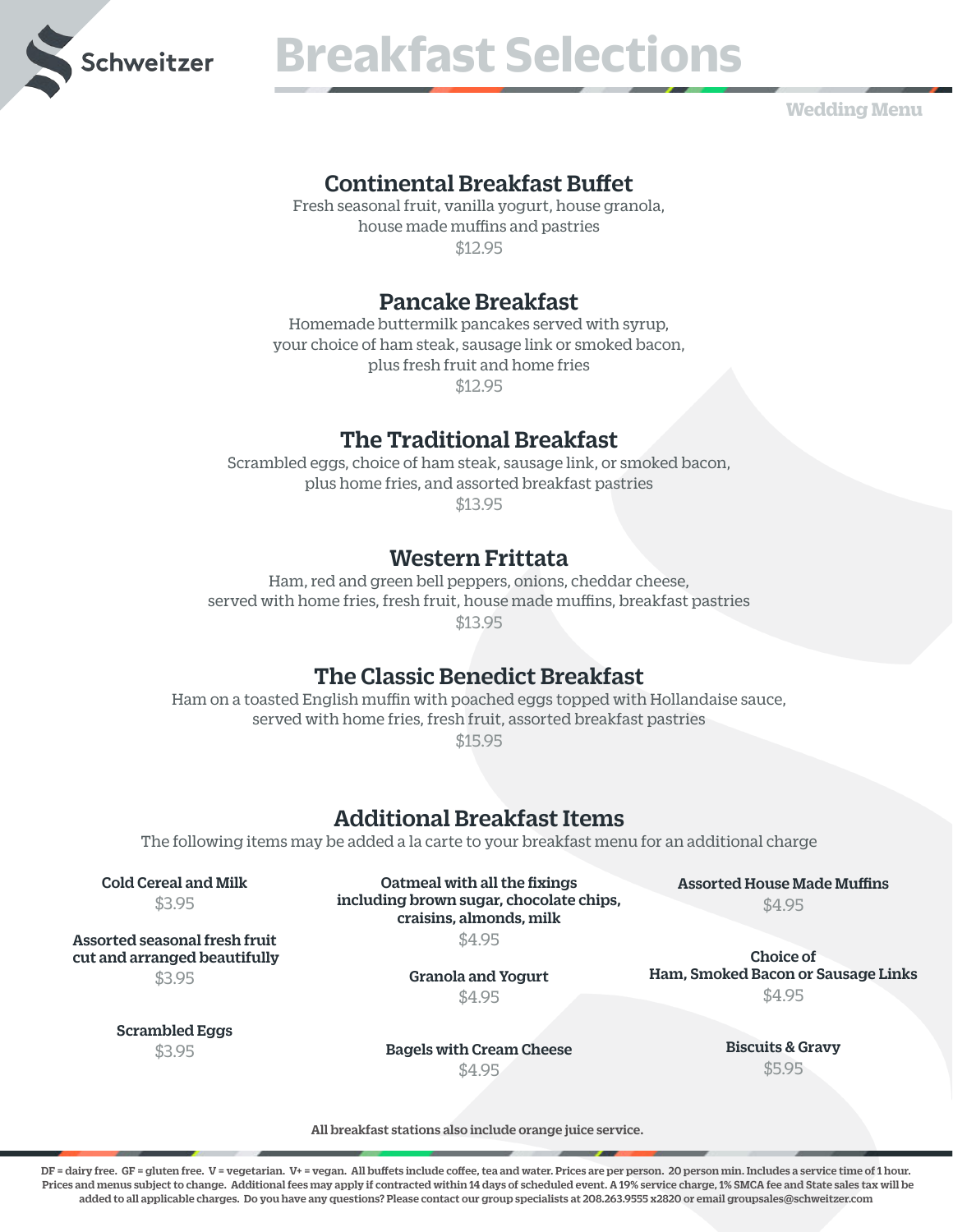# Breakfast Selections

Wedding Menu

## Continental Breakfast Buffet

Fresh seasonal fruit, vanilla yogurt, house granola, house made muffins and pastries

$12.95

## Pancake Breakfast

Homemade buttermilk pancakes served with syrup, your choice of ham steak, sausage link or smoked bacon, plus fresh fruit and home fries

$12.95

## The Traditional Breakfast

Scrambled eggs, choice of ham steak, sausage link, or smoked bacon, plus home fries, and assorted breakfast pastries

$13.95

## Western Frittata

Ham, red and green bell peppers, onions, cheddar cheese, served with home fries, fresh fruit, house made muffins, breakfast pastries

$13.95

## The Classic Benedict Breakfast

Ham on a toasted English muffin with poached eggs topped with Hollandaise sauce, served with home fries, fresh fruit, assorted breakfast pastries

$15.95

## Additional Breakfast Items

The following items may be added a la carte to your breakfast menu for an additional charge

**Cold Cereal and Milk**
$3.95

**Assorted seasonal fresh fruit cut and arranged beautifully**
$3.95

**Scrambled Eggs**
$3.95

**Oatmeal with all the fixings including brown sugar, chocolate chips, craisins, almonds, milk**
$4.95

**Granola and Yogurt**
$4.95

**Bagels with Cream Cheese**
$4.95

**Assorted House Made Muffins**
$4.95

**Choice of Ham, Smoked Bacon or Sausage Links**
$4.95

**Biscuits & Gravy**
$5.95

**All breakfast stations also include orange juice service.**

**DF = dairy free. GF = gluten free. V = vegetarian. V+ = vegan. All buffets include coffee, tea and water. Prices are per person. 20 person min. Includes a service time of 1 hour. Prices and menus subject to change. Additional fees may apply if contracted within 14 days of scheduled event. A 19% service charge, 1% SMCA fee and State sales tax will be added to all applicable charges. Do you have any questions? Please contact our group specialists at 208.263.9555 x2820 or email groupsales@schweitzer.com**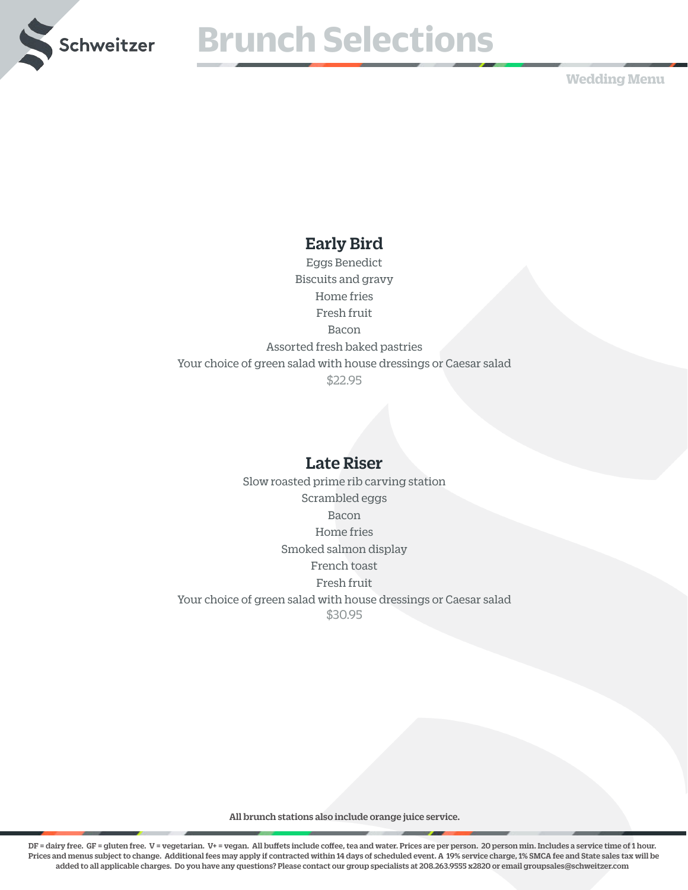# Brunch Selections

Wedding Menu

## Early Bird

Eggs Benedict
Biscuits and gravy
Home fries
Fresh fruit
Bacon
Assorted fresh baked pastries
Your choice of green salad with house dressings or Caesar salad
$22.95

## Late Riser

Slow roasted prime rib carving station
Scrambled eggs
Bacon
Home fries
Smoked salmon display
French toast
Fresh fruit
Your choice of green salad with house dressings or Caesar salad
$30.95

**All brunch stations also include orange juice service.**

**DF = dairy free. GF = gluten free. V = vegetarian. V+ = vegan. All buffets include coffee, tea and water. Prices are per person. 20 person min. Includes a service time of 1 hour. Prices and menus subject to change. Additional fees may apply if contracted within 14 days of scheduled event. A 19% service charge, 1% SMCA fee and State sales tax will be added to all applicable charges. Do you have any questions? Please contact our group specialists at 208.263.9555 x2820 or email groupsales@schweitzer.com**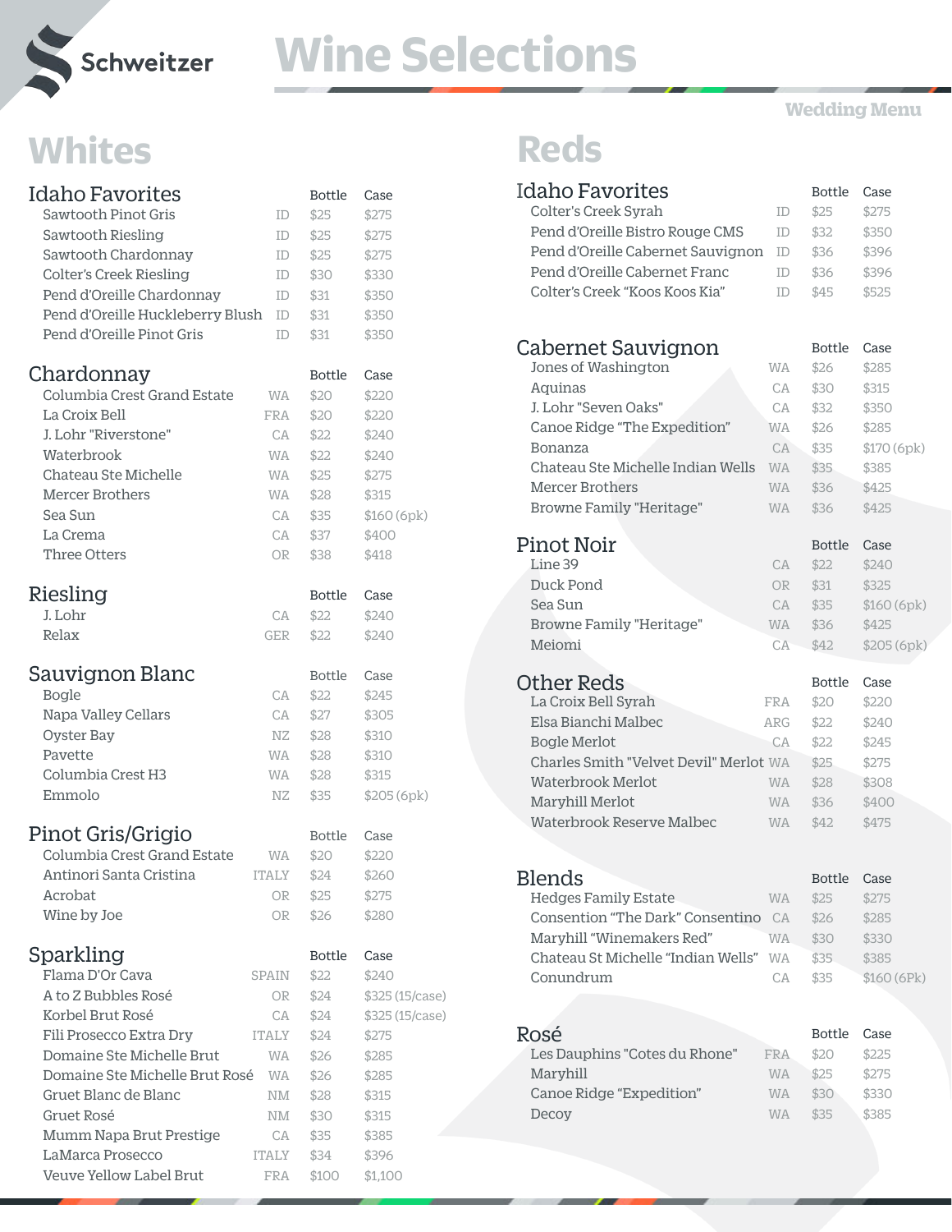# Wine Selections

Wedding Menu

## Whites

### Idaho Favorites

| Wine | Origin | Bottle | Case |
|---|---|---|---|
| Sawtooth Pinot Gris | ID | $25 | $275 |
| Sawtooth Riesling | ID | $25 | $275 |
| Sawtooth Chardonnay | ID | $25 | $275 |
| Colter's Creek Riesling | ID | $30 | $330 |
| Pend d'Oreille Chardonnay | ID | $31 | $350 |
| Pend d'Oreille Huckleberry Blush | ID | $31 | $350 |
| Pend d'Oreille Pinot Gris | ID | $31 | $350 |

### Chardonnay

| Wine | Origin | Bottle | Case |
|---|---|---|---|
| Columbia Crest Grand Estate | WA | $20 | $220 |
| La Croix Bell | FRA | $20 | $220 |
| J. Lohr "Riverstone" | CA | $22 | $240 |
| Waterbrook | WA | $22 | $240 |
| Chateau Ste Michelle | WA | $25 | $275 |
| Mercer Brothers | WA | $28 | $315 |
| Sea Sun | CA | $35 | $160 (6pk) |
| La Crema | CA | $37 | $400 |
| Three Otters | OR | $38 | $418 |

### Riesling

| Wine | Origin | Bottle | Case |
|---|---|---|---|
| J. Lohr | CA | $22 | $240 |
| Relax | GER | $22 | $240 |

### Sauvignon Blanc

| Wine | Origin | Bottle | Case |
|---|---|---|---|
| Bogle | CA | $22 | $245 |
| Napa Valley Cellars | CA | $27 | $305 |
| Oyster Bay | NZ | $28 | $310 |
| Pavette | WA | $28 | $310 |
| Columbia Crest H3 | WA | $28 | $315 |
| Emmolo | NZ | $35 | $205 (6pk) |

### Pinot Gris/Grigio

| Wine | Origin | Bottle | Case |
|---|---|---|---|
| Columbia Crest Grand Estate | WA | $20 | $220 |
| Antinori Santa Cristina | ITALY | $24 | $260 |
| Acrobat | OR | $25 | $275 |
| Wine by Joe | OR | $26 | $280 |

### Sparkling

| Wine | Origin | Bottle | Case |
|---|---|---|---|
| Flama D'Or Cava | SPAIN | $22 | $240 |
| A to Z Bubbles Rosé | OR | $24 | $325 (15/case) |
| Korbel Brut Rosé | CA | $24 | $325 (15/case) |
| Fili Prosecco Extra Dry | ITALY | $24 | $275 |
| Domaine Ste Michelle Brut | WA | $26 | $285 |
| Domaine Ste Michelle Brut Rosé | WA | $26 | $285 |
| Gruet Blanc de Blanc | NM | $28 | $315 |
| Gruet Rosé | NM | $30 | $315 |
| Mumm Napa Brut Prestige | CA | $35 | $385 |
| LaMarca Prosecco | ITALY | $34 | $396 |
| Veuve Yellow Label Brut | FRA | $100 | $1,100 |

## Reds

### Idaho Favorites

| Wine | Origin | Bottle | Case |
|---|---|---|---|
| Colter's Creek Syrah | ID | $25 | $275 |
| Pend d'Oreille Bistro Rouge CMS | ID | $32 | $350 |
| Pend d'Oreille Cabernet Sauvignon | ID | $36 | $396 |
| Pend d'Oreille Cabernet Franc | ID | $36 | $396 |
| Colter's Creek "Koos Koos Kia" | ID | $45 | $525 |

### Cabernet Sauvignon

| Wine | Origin | Bottle | Case |
|---|---|---|---|
| Jones of Washington | WA | $26 | $285 |
| Aquinas | CA | $30 | $315 |
| J. Lohr "Seven Oaks" | CA | $32 | $350 |
| Canoe Ridge "The Expedition" | WA | $26 | $285 |
| Bonanza | CA | $35 | $170 (6pk) |
| Chateau Ste Michelle Indian Wells | WA | $35 | $385 |
| Mercer Brothers | WA | $36 | $425 |
| Browne Family "Heritage" | WA | $36 | $425 |

### Pinot Noir

| Wine | Origin | Bottle | Case |
|---|---|---|---|
| Line 39 | CA | $22 | $240 |
| Duck Pond | OR | $31 | $325 |
| Sea Sun | CA | $35 | $160 (6pk) |
| Browne Family "Heritage" | WA | $36 | $425 |
| Meiomi | CA | $42 | $205 (6pk) |

### Other Reds

| Wine | Origin | Bottle | Case |
|---|---|---|---|
| La Croix Bell Syrah | FRA | $20 | $220 |
| Elsa Bianchi Malbec | ARG | $22 | $240 |
| Bogle Merlot | CA | $22 | $245 |
| Charles Smith "Velvet Devil" Merlot | WA | $25 | $275 |
| Waterbrook Merlot | WA | $28 | $308 |
| Maryhill Merlot | WA | $36 | $400 |
| Waterbrook Reserve Malbec | WA | $42 | $475 |

### Blends

| Wine | Origin | Bottle | Case |
|---|---|---|---|
| Hedges Family Estate | WA | $25 | $275 |
| Consention "The Dark" Consentino | CA | $26 | $285 |
| Maryhill "Winemakers Red" | WA | $30 | $330 |
| Chateau St Michelle "Indian Wells" | WA | $35 | $385 |
| Conundrum | CA | $35 | $160 (6Pk) |

### Rosé

| Wine | Origin | Bottle | Case |
|---|---|---|---|
| Les Dauphins "Cotes du Rhone" | FRA | $20 | $225 |
| Maryhill | WA | $25 | $275 |
| Canoe Ridge "Expedition" | WA | $30 | $330 |
| Decoy | WA | $35 | $385 |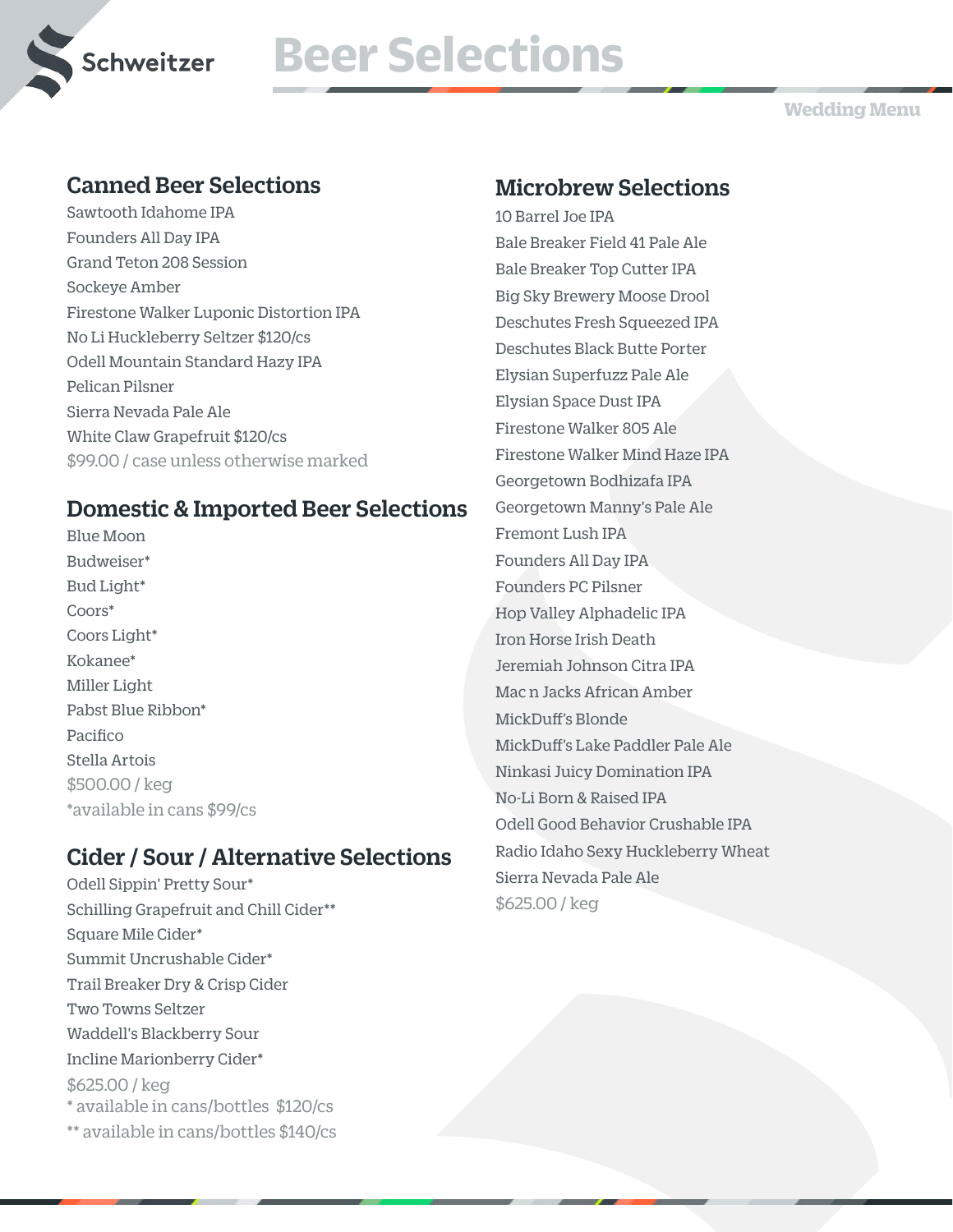# Beer Selections

Wedding Menu

## Canned Beer Selections

Sawtooth Idahome IPA
Founders All Day IPA
Grand Teton 208 Session
Sockeye Amber
Firestone Walker Luponic Distortion IPA
No Li Huckleberry Seltzer $120/cs
Odell Mountain Standard Hazy IPA
Pelican Pilsner
Sierra Nevada Pale Ale
White Claw Grapefruit $120/cs
$99.00 / case unless otherwise marked

## Domestic & Imported Beer Selections

Blue Moon
Budweiser*
Bud Light*
Coors*
Coors Light*
Kokanee*
Miller Light
Pabst Blue Ribbon*
Pacifico
Stella Artois
$500.00 / keg
*available in cans $99/cs

## Cider / Sour / Alternative Selections

Odell Sippin' Pretty Sour*
Schilling Grapefruit and Chill Cider**
Square Mile Cider*
Summit Uncrushable Cider*
Trail Breaker Dry & Crisp Cider
Two Towns Seltzer
Waddell's Blackberry Sour
Incline Marionberry Cider*
$625.00 / keg
* available in cans/bottles $120/cs
** available in cans/bottles $140/cs

## Microbrew Selections

10 Barrel Joe IPA
Bale Breaker Field 41 Pale Ale
Bale Breaker Top Cutter IPA
Big Sky Brewery Moose Drool
Deschutes Fresh Squeezed IPA
Deschutes Black Butte Porter
Elysian Superfuzz Pale Ale
Elysian Space Dust IPA
Firestone Walker 805 Ale
Firestone Walker Mind Haze IPA
Georgetown Bodhizafa IPA
Georgetown Manny's Pale Ale
Fremont Lush IPA
Founders All Day IPA
Founders PC Pilsner
Hop Valley Alphadelic IPA
Iron Horse Irish Death
Jeremiah Johnson Citra IPA
Mac n Jacks African Amber
MickDuff's Blonde
MickDuff's Lake Paddler Pale Ale
Ninkasi Juicy Domination IPA
No-Li Born & Raised IPA
Odell Good Behavior Crushable IPA
Radio Idaho Sexy Huckleberry Wheat
Sierra Nevada Pale Ale
$625.00 / keg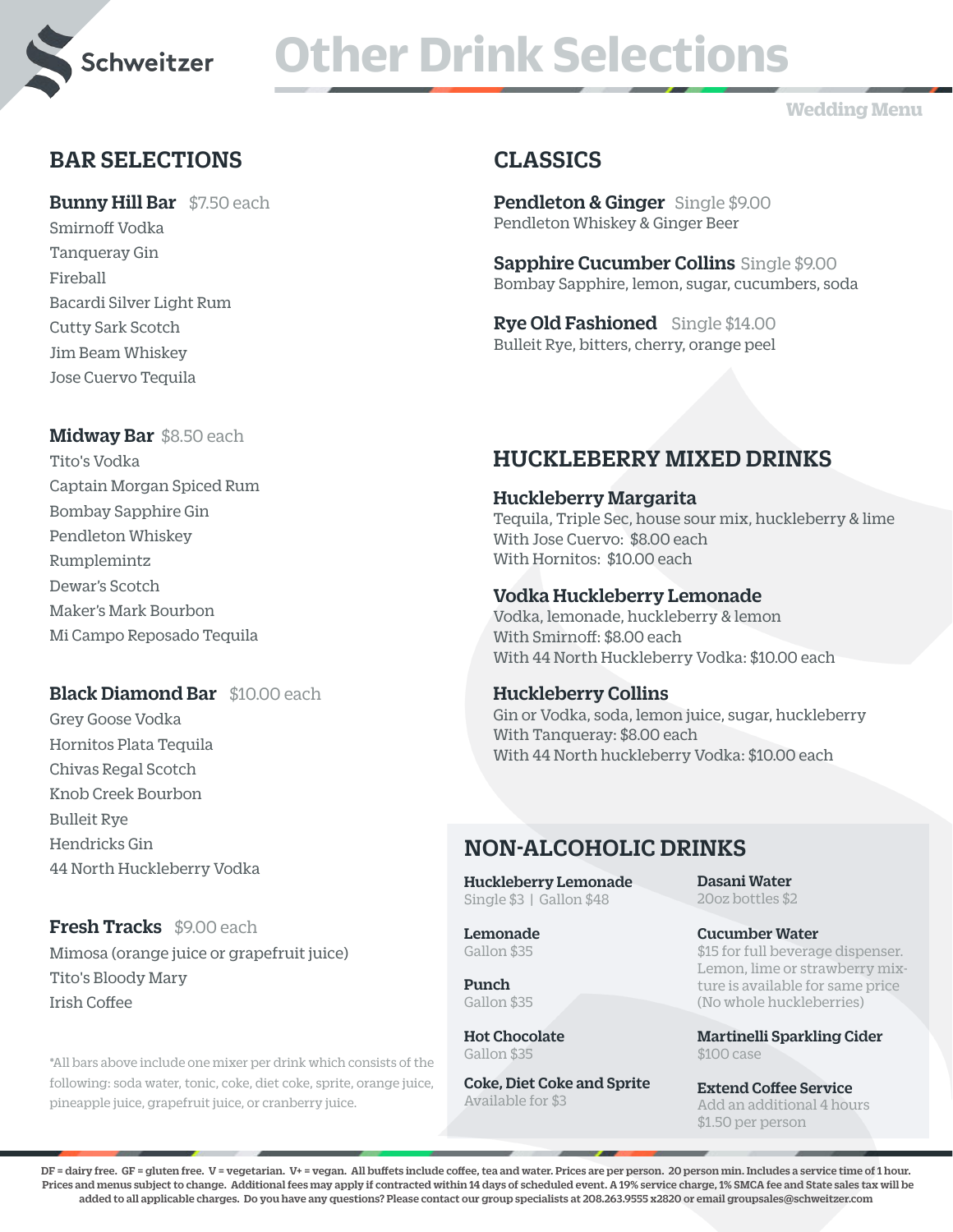Schweitzer

# Other Drink Selections

Wedding Menu

## BAR SELECTIONS

**Bunny Hill Bar** $7.50 each

Smirnoff Vodka
Tanqueray Gin
Fireball
Bacardi Silver Light Rum
Cutty Sark Scotch
Jim Beam Whiskey
Jose Cuervo Tequila

**Midway Bar** $8.50 each

Tito's Vodka
Captain Morgan Spiced Rum
Bombay Sapphire Gin
Pendleton Whiskey
Rumplemintz
Dewar's Scotch
Maker's Mark Bourbon
Mi Campo Reposado Tequila

**Black Diamond Bar** $10.00 each

Grey Goose Vodka
Hornitos Plata Tequila
Chivas Regal Scotch
Knob Creek Bourbon
Bulleit Rye
Hendricks Gin
44 North Huckleberry Vodka

**Fresh Tracks** $9.00 each

Mimosa (orange juice or grapefruit juice)
Tito's Bloody Mary
Irish Coffee

*All bars above include one mixer per drink which consists of the following: soda water, tonic, coke, diet coke, sprite, orange juice, pineapple juice, grapefruit juice, or cranberry juice.

## CLASSICS

**Pendleton & Ginger** Single $9.00
Pendleton Whiskey & Ginger Beer

**Sapphire Cucumber Collins** Single $9.00
Bombay Sapphire, lemon, sugar, cucumbers, soda

**Rye Old Fashioned** Single $14.00
Bulleit Rye, bitters, cherry, orange peel

## HUCKLEBERRY MIXED DRINKS

**Huckleberry Margarita**
Tequila, Triple Sec, house sour mix, huckleberry & lime
With Jose Cuervo: $8.00 each
With Hornitos: $10.00 each

**Vodka Huckleberry Lemonade**
Vodka, lemonade, huckleberry & lemon
With Smirnoff: $8.00 each
With 44 North Huckleberry Vodka: $10.00 each

**Huckleberry Collins**
Gin or Vodka, soda, lemon juice, sugar, huckleberry
With Tanqueray: $8.00 each
With 44 North huckleberry Vodka: $10.00 each

## NON-ALCOHOLIC DRINKS

**Huckleberry Lemonade**
Single $3 | Gallon $48

**Lemonade**
Gallon $35

**Punch**
Gallon $35

**Hot Chocolate**
Gallon $35

**Coke, Diet Coke and Sprite**
Available for $3

**Dasani Water**
20oz bottles $2

**Cucumber Water**
$15 for full beverage dispenser. Lemon, lime or strawberry mixture is available for same price (No whole huckleberries)

**Martinelli Sparkling Cider**
$100 case

**Extend Coffee Service**
Add an additional 4 hours
$1.50 per person

DF = dairy free. GF = gluten free. V = vegetarian. V+ = vegan. All buffets include coffee, tea and water. Prices are per person. 20 person min. Includes a service time of 1 hour. Prices and menus subject to change. Additional fees may apply if contracted within 14 days of scheduled event. A 19% service charge, 1% SMCA fee and State sales tax will be added to all applicable charges. Do you have any questions? Please contact our group specialists at 208.263.9555 x2820 or email groupsales@schweitzer.com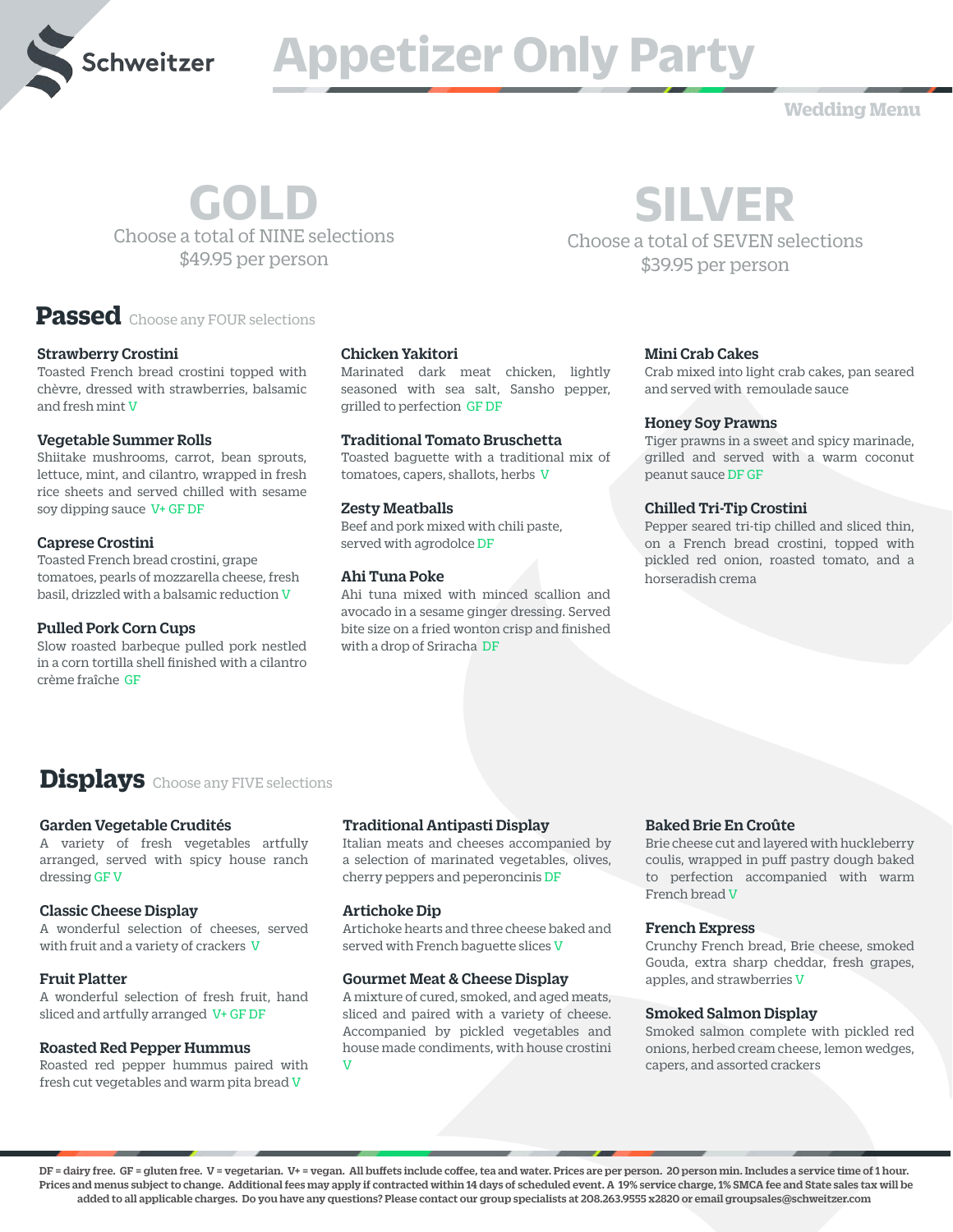Schweitzer

# Appetizer Only Party

Wedding Menu

## GOLD

Choose a total of NINE selections
$49.95 per person

## SILVER

Choose a total of SEVEN selections
$39.95 per person

## Passed Choose any FOUR selections

**Strawberry Crostini**
Toasted French bread crostini topped with chèvre, dressed with strawberries, balsamic and fresh mint V

**Vegetable Summer Rolls**
Shiitake mushrooms, carrot, bean sprouts, lettuce, mint, and cilantro, wrapped in fresh rice sheets and served chilled with sesame soy dipping sauce V+ GF DF

**Caprese Crostini**
Toasted French bread crostini, grape tomatoes, pearls of mozzarella cheese, fresh basil, drizzled with a balsamic reduction V

**Pulled Pork Corn Cups**
Slow roasted barbeque pulled pork nestled in a corn tortilla shell finished with a cilantro crème fraîche GF

**Chicken Yakitori**
Marinated dark meat chicken, lightly seasoned with sea salt, Sansho pepper, grilled to perfection GF DF

**Traditional Tomato Bruschetta**
Toasted baguette with a traditional mix of tomatoes, capers, shallots, herbs V

**Zesty Meatballs**
Beef and pork mixed with chili paste, served with agrodolce DF

**Ahi Tuna Poke**
Ahi tuna mixed with minced scallion and avocado in a sesame ginger dressing. Served bite size on a fried wonton crisp and finished with a drop of Sriracha DF

**Mini Crab Cakes**
Crab mixed into light crab cakes, pan seared and served with remoulade sauce

**Honey Soy Prawns**
Tiger prawns in a sweet and spicy marinade, grilled and served with a warm coconut peanut sauce DF GF

**Chilled Tri-Tip Crostini**
Pepper seared tri-tip chilled and sliced thin, on a French bread crostini, topped with pickled red onion, roasted tomato, and a horseradish crema

## Displays Choose any FIVE selections

**Garden Vegetable Crudités**
A variety of fresh vegetables artfully arranged, served with spicy house ranch dressing GF V

**Classic Cheese Display**
A wonderful selection of cheeses, served with fruit and a variety of crackers V

**Fruit Platter**
A wonderful selection of fresh fruit, hand sliced and artfully arranged V+ GF DF

**Roasted Red Pepper Hummus**
Roasted red pepper hummus paired with fresh cut vegetables and warm pita bread V

**Traditional Antipasti Display**
Italian meats and cheeses accompanied by a selection of marinated vegetables, olives, cherry peppers and peperoncinis DF

**Artichoke Dip**
Artichoke hearts and three cheese baked and served with French baguette slices V

**Gourmet Meat & Cheese Display**
A mixture of cured, smoked, and aged meats, sliced and paired with a variety of cheese. Accompanied by pickled vegetables and house made condiments, with house crostini V

**Baked Brie En Croûte**
Brie cheese cut and layered with huckleberry coulis, wrapped in puff pastry dough baked to perfection accompanied with warm French bread V

**French Express**
Crunchy French bread, Brie cheese, smoked Gouda, extra sharp cheddar, fresh grapes, apples, and strawberries V

**Smoked Salmon Display**
Smoked salmon complete with pickled red onions, herbed cream cheese, lemon wedges, capers, and assorted crackers

DF = dairy free. GF = gluten free. V = vegetarian. V+ = vegan. All buffets include coffee, tea and water. Prices are per person. 20 person min. Includes a service time of 1 hour. Prices and menus subject to change. Additional fees may apply if contracted within 14 days of scheduled event. A 19% service charge, 1% SMCA fee and State sales tax will be added to all applicable charges. Do you have any questions? Please contact our group specialists at 208.263.9555 x2820 or email groupsales@schweitzer.com